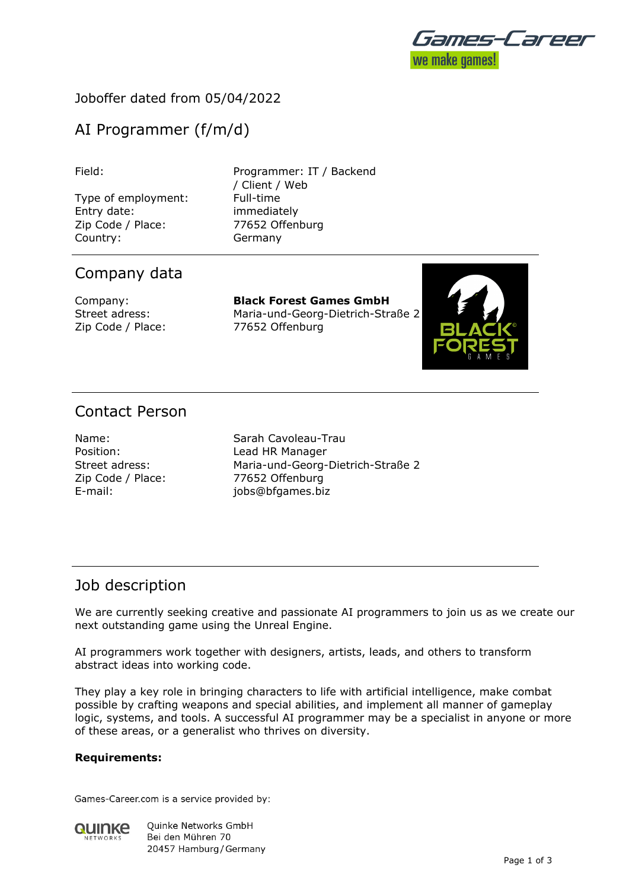Joboffer dated from 05/04/2022

# AI Programmer (f/m/d)

| | |
|---|---|
| Field: | Programmer: IT / Backend / Client / Web |
| Type of employment: | Full-time |
| Entry date: | immediately |
| Zip Code / Place: | 77652 Offenburg |
| Country: | Germany |

## Company data

| | |
|---|---|
| Company: | **Black Forest Games GmbH** |
| Street adress: | Maria-und-Georg-Dietrich-Straße 2 |
| Zip Code / Place: | 77652 Offenburg |

## Contact Person

| | |
|---|---|
| Name: | Sarah Cavoleau-Trau |
| Position: | Lead HR Manager |
| Street adress: | Maria-und-Georg-Dietrich-Straße 2 |
| Zip Code / Place: | 77652 Offenburg |
| E-mail: | jobs@bfgames.biz |

## Job description

We are currently seeking creative and passionate AI programmers to join us as we create our next outstanding game using the Unreal Engine.

AI programmers work together with designers, artists, leads, and others to transform abstract ideas into working code.

They play a key role in bringing characters to life with artificial intelligence, make combat possible by crafting weapons and special abilities, and implement all manner of gameplay logic, systems, and tools. A successful AI programmer may be a specialist in anyone or more of these areas, or a generalist who thrives on diversity.

**Requirements:**

Games-Career.com is a service provided by:

Quinke Networks GmbH
Bei den Mühren 70
20457 Hamburg / Germany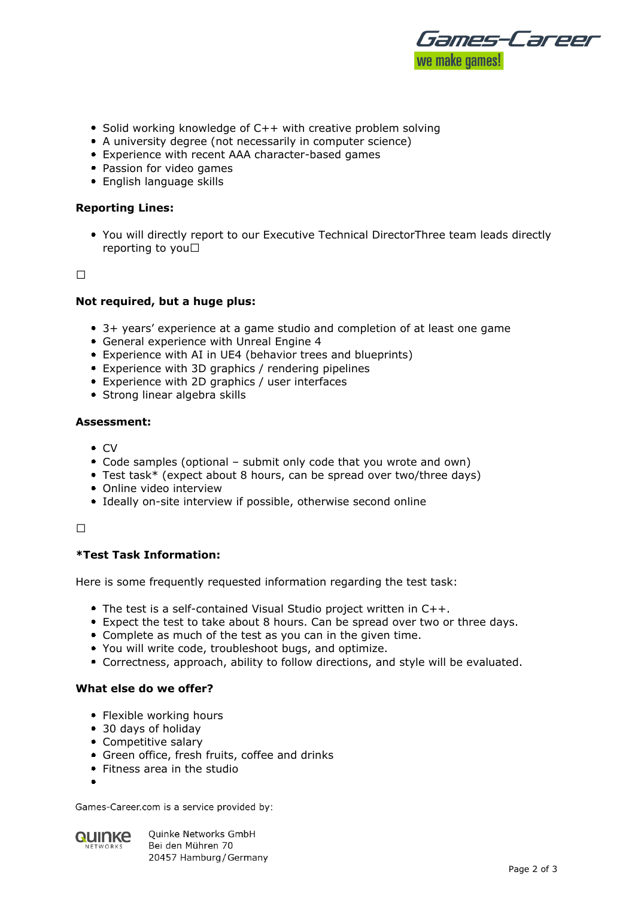- Solid working knowledge of C++ with creative problem solving
- A university degree (not necessarily in computer science)
- Experience with recent AAA character-based games
- Passion for video games
- English language skills

**Reporting Lines:**

- You will directly report to our Executive Technical DirectorThree team leads directly reporting to you☐

☐

**Not required, but a huge plus:**

- 3+ years' experience at a game studio and completion of at least one game
- General experience with Unreal Engine 4
- Experience with AI in UE4 (behavior trees and blueprints)
- Experience with 3D graphics / rendering pipelines
- Experience with 2D graphics / user interfaces
- Strong linear algebra skills

**Assessment:**

- CV
- Code samples (optional – submit only code that you wrote and own)
- Test task* (expect about 8 hours, can be spread over two/three days)
- Online video interview
- Ideally on-site interview if possible, otherwise second online

☐

**\*Test Task Information:**

Here is some frequently requested information regarding the test task:

- The test is a self-contained Visual Studio project written in C++.
- Expect the test to take about 8 hours. Can be spread over two or three days.
- Complete as much of the test as you can in the given time.
- You will write code, troubleshoot bugs, and optimize.
- Correctness, approach, ability to follow directions, and style will be evaluated.

**What else do we offer?**

- Flexible working hours
- 30 days of holiday
- Competitive salary
- Green office, fresh fruits, coffee and drinks
- Fitness area in the studio
-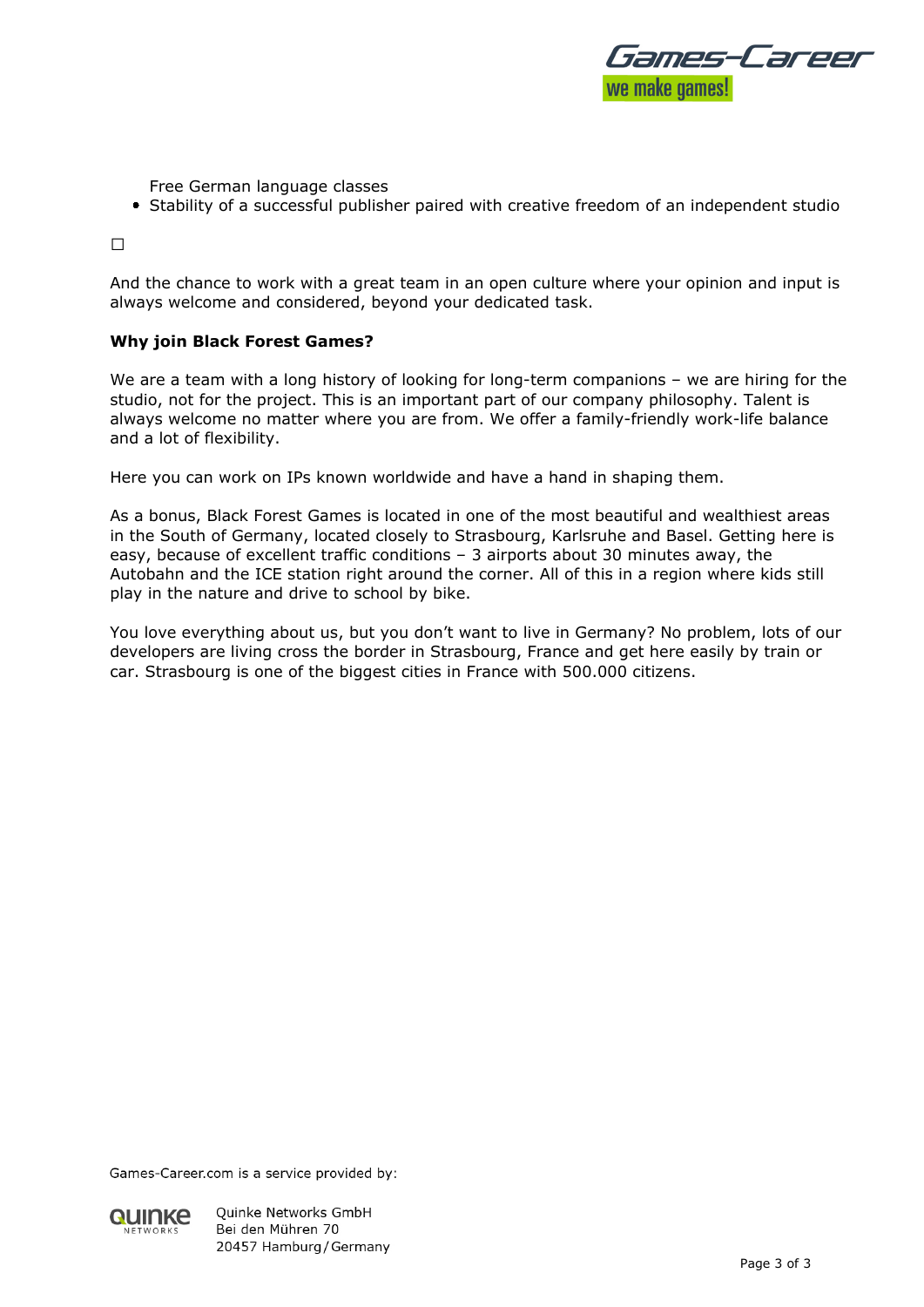- Free German language classes
- Stability of a successful publisher paired with creative freedom of an independent studio

☐

And the chance to work with a great team in an open culture where your opinion and input is always welcome and considered, beyond your dedicated task.

**Why join Black Forest Games?**

We are a team with a long history of looking for long-term companions – we are hiring for the studio, not for the project. This is an important part of our company philosophy. Talent is always welcome no matter where you are from. We offer a family-friendly work-life balance and a lot of flexibility.

Here you can work on IPs known worldwide and have a hand in shaping them.

As a bonus, Black Forest Games is located in one of the most beautiful and wealthiest areas in the South of Germany, located closely to Strasbourg, Karlsruhe and Basel. Getting here is easy, because of excellent traffic conditions – 3 airports about 30 minutes away, the Autobahn and the ICE station right around the corner. All of this in a region where kids still play in the nature and drive to school by bike.

You love everything about us, but you don't want to live in Germany? No problem, lots of our developers are living cross the border in Strasbourg, France and get here easily by train or car. Strasbourg is one of the biggest cities in France with 500.000 citizens.

Games-Career.com is a service provided by:

Quinke Networks GmbH
Bei den Mühren 70
20457 Hamburg / Germany